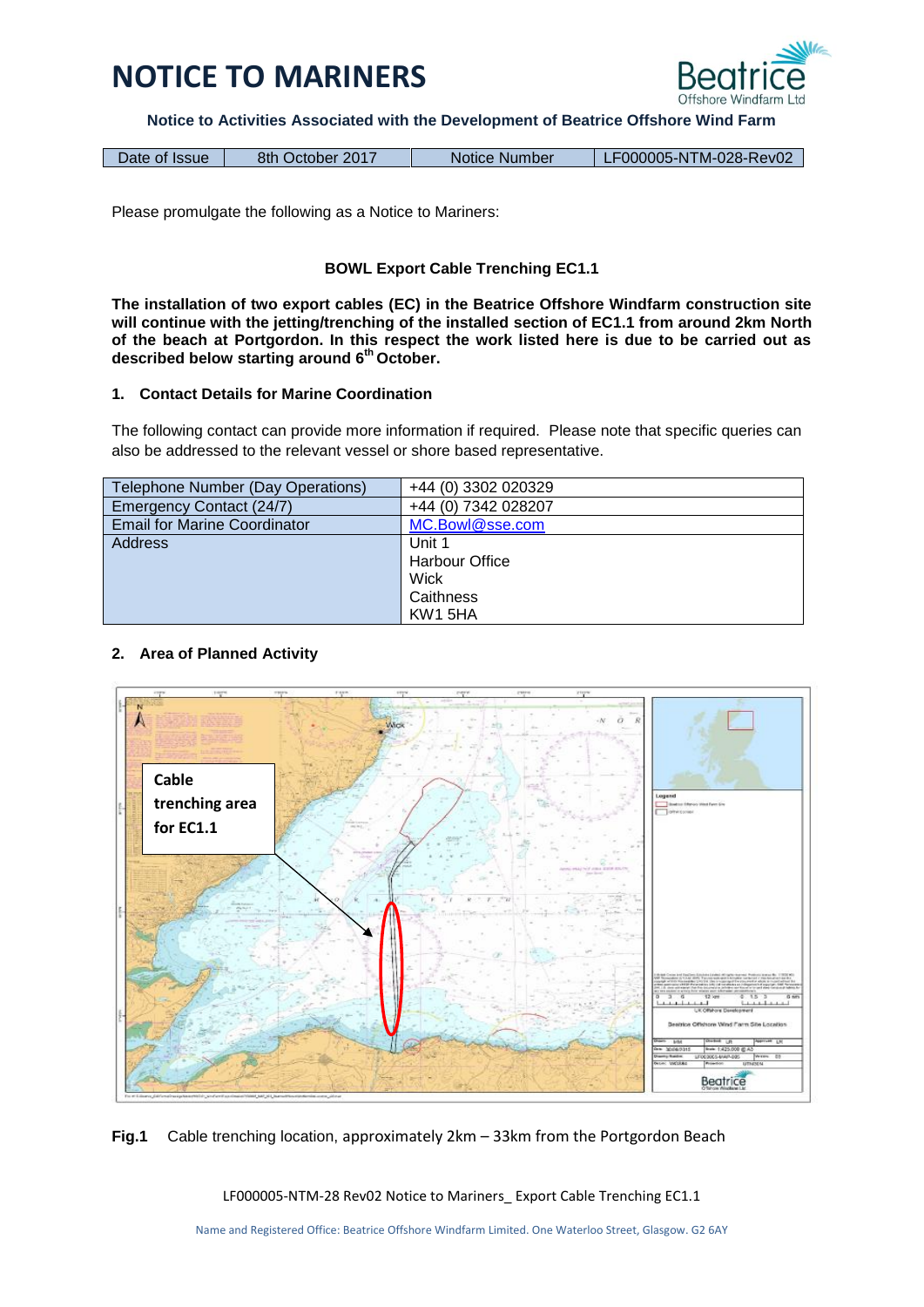# NOTICE TO MARINERS

**Notice to Activities Associated with the Development of Beatrice Offshore Wind Farm**

| Date of Issue | 8th October 2017 | Notice Number | LF000005-NTM-028-Rev02 |
|---|---|---|---|

Please promulgate the following as a Notice to Mariners:

**BOWL Export Cable Trenching EC1.1**

**The installation of two export cables (EC) in the Beatrice Offshore Windfarm construction site will continue with the jetting/trenching of the installed section of EC1.1 from around 2km North of the beach at Portgordon. In this respect the work listed here is due to be carried out as described below starting around 6th October.**

## 1. Contact Details for Marine Coordination

The following contact can provide more information if required. Please note that specific queries can also be addressed to the relevant vessel or shore based representative.

| | |
|---|---|
| Telephone Number (Day Operations) | +44 (0) 3302 020329 |
| Emergency Contact (24/7) | +44 (0) 7342 028207 |
| Email for Marine Coordinator | MC.Bowl@sse.com |
| Address | Unit 1<br>Harbour Office<br>Wick<br>Caithness<br>KW1 5HA |

## 2. Area of Planned Activity

**Fig.1** Cable trenching location, approximately 2km – 33km from the Portgordon Beach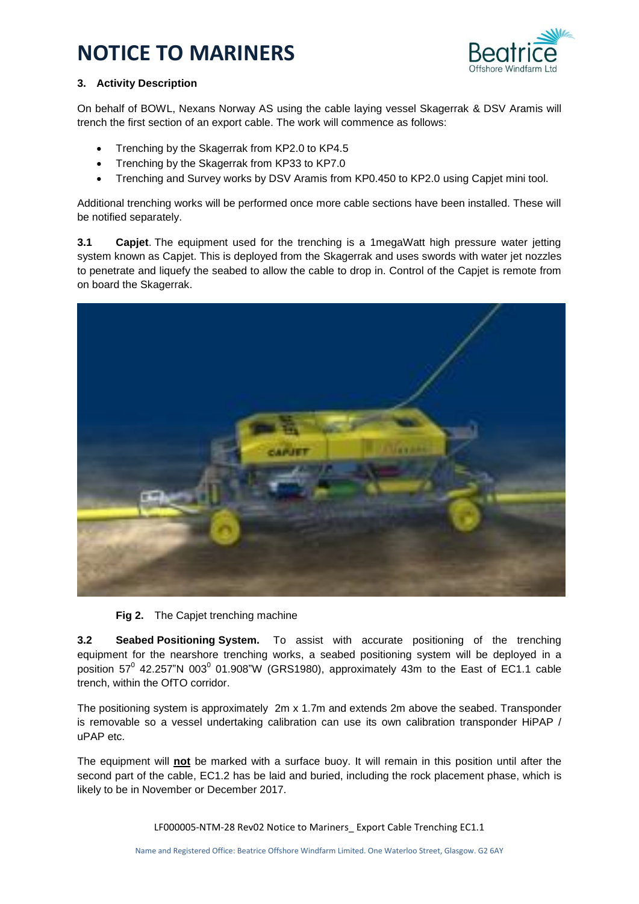# NOTICE TO MARINERS

### 3. Activity Description

On behalf of BOWL, Nexans Norway AS using the cable laying vessel Skagerrak & DSV Aramis will trench the first section of an export cable. The work will commence as follows:

- Trenching by the Skagerrak from KP2.0 to KP4.5
- Trenching by the Skagerrak from KP33 to KP7.0
- Trenching and Survey works by DSV Aramis from KP0.450 to KP2.0 using Capjet mini tool.

Additional trenching works will be performed once more cable sections have been installed. These will be notified separately.

**3.1 Capjet**. The equipment used for the trenching is a 1megaWatt high pressure water jetting system known as Capjet. This is deployed from the Skagerrak and uses swords with water jet nozzles to penetrate and liquefy the seabed to allow the cable to drop in. Control of the Capjet is remote from on board the Skagerrak.

**Fig 2.** The Capjet trenching machine

**3.2 Seabed Positioning System.** To assist with accurate positioning of the trenching equipment for the nearshore trenching works, a seabed positioning system will be deployed in a position 57$^0$ 42.257"N 003$^0$ 01.908"W (GRS1980), approximately 43m to the East of EC1.1 cable trench, within the OfTO corridor.

The positioning system is approximately 2m x 1.7m and extends 2m above the seabed. Transponder is removable so a vessel undertaking calibration can use its own calibration transponder HiPAP / uPAP etc.

The equipment will **not** be marked with a surface buoy. It will remain in this position until after the second part of the cable, EC1.2 has be laid and buried, including the rock placement phase, which is likely to be in November or December 2017.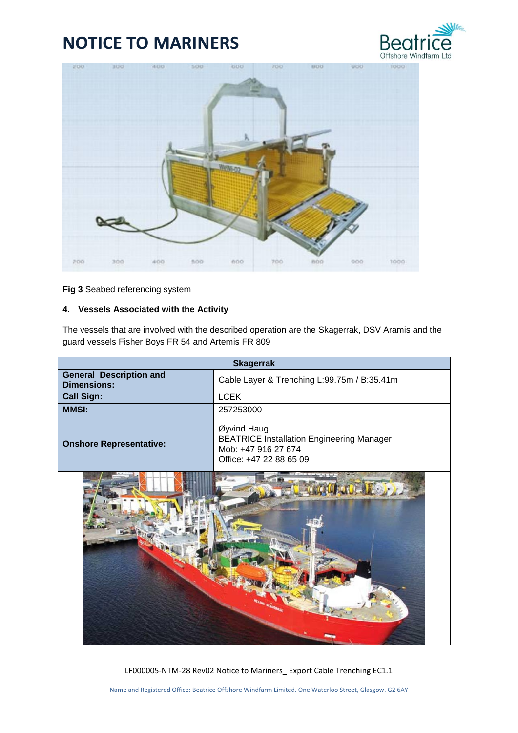Fig 3 Seabed referencing system

#### 4. Vessels Associated with the Activity

The vessels that are involved with the described operation are the Skagerrak, DSV Aramis and the guard vessels Fisher Boys FR 54 and Artemis FR 809

| Skagerrak | |
|---|---|
| **General Description and Dimensions:** | Cable Layer & Trenching L:99.75m / B:35.41m |
| **Call Sign:** | LCEK |
| **MMSI:** | 257253000 |
| **Onshore Representative:** | Øyvind Haug<br>BEATRICE Installation Engineering Manager<br>Mob: +47 916 27 674<br>Office: +47 22 88 65 09 |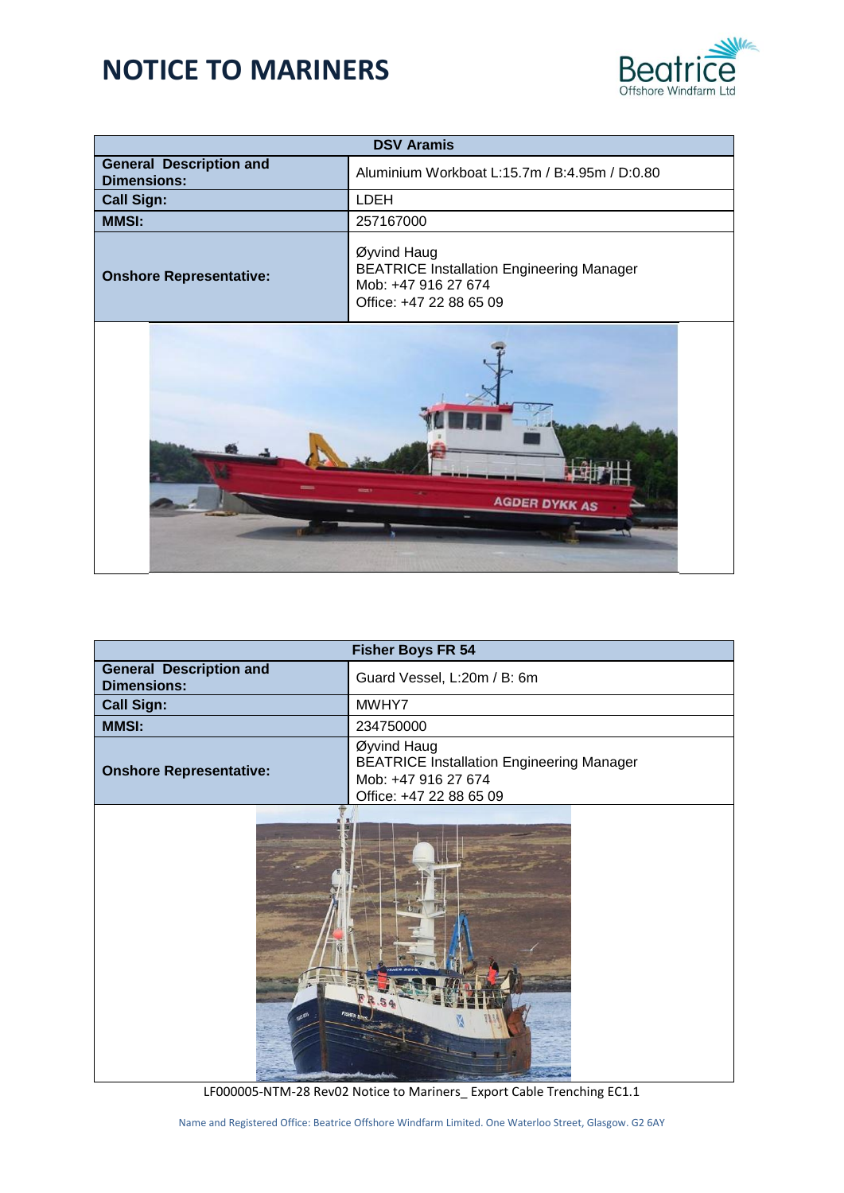| DSV Aramis | |
|---|---|
| **General Description and Dimensions:** | Aluminium Workboat L:15.7m / B:4.95m / D:0.80 |
| **Call Sign:** | LDEH |
| **MMSI:** | 257167000 |
| **Onshore Representative:** | Øyvind Haug<br>BEATRICE Installation Engineering Manager<br>Mob: +47 916 27 674<br>Office: +47 22 88 65 09 |

| Fisher Boys FR 54 | |
|---|---|
| **General Description and Dimensions:** | Guard Vessel, L:20m / B: 6m |
| **Call Sign:** | MWHY7 |
| **MMSI:** | 234750000 |
| **Onshore Representative:** | Øyvind Haug<br>BEATRICE Installation Engineering Manager<br>Mob: +47 916 27 674<br>Office: +47 22 88 65 09 |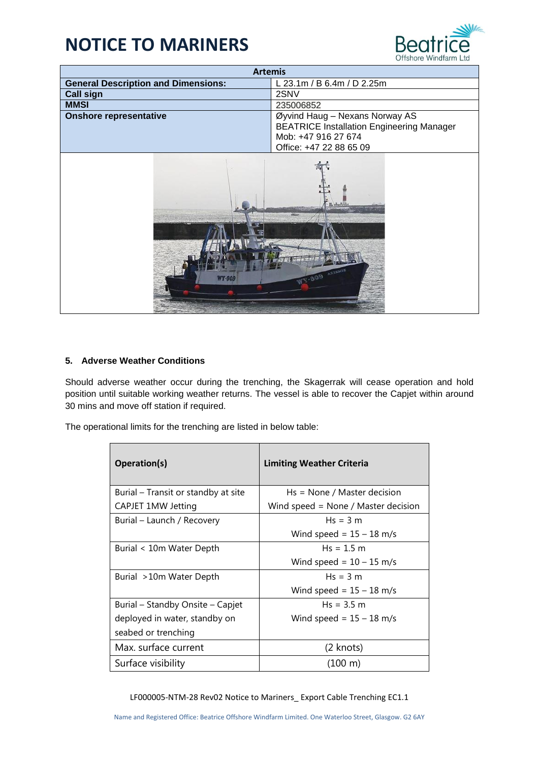| Artemis | |
| --- | --- |
| **General Description and Dimensions:** | L 23.1m / B 6.4m / D 2.25m |
| **Call sign** | 2SNV |
| **MMSI** | 235006852 |
| **Onshore representative** | Øyvind Haug – Nexans Norway AS<br>BEATRICE Installation Engineering Manager<br>Mob: +47 916 27 674<br>Office: +47 22 88 65 09 |

### 5. Adverse Weather Conditions

Should adverse weather occur during the trenching, the Skagerrak will cease operation and hold position until suitable working weather returns. The vessel is able to recover the Capjet within around 30 mins and move off station if required.

The operational limits for the trenching are listed in below table:

| Operation(s) | Limiting Weather Criteria |
| --- | --- |
| Burial – Transit or standby at site<br>CAPJET 1MW Jetting | Hs = None / Master decision<br>Wind speed = None / Master decision |
| Burial – Launch / Recovery | Hs = 3 m<br>Wind speed = 15 – 18 m/s |
| Burial < 10m Water Depth | Hs = 1.5 m<br>Wind speed = 10 – 15 m/s |
| Burial >10m Water Depth | Hs = 3 m<br>Wind speed = 15 – 18 m/s |
| Burial – Standby Onsite – Capjet deployed in water, standby on seabed or trenching | Hs = 3.5 m<br>Wind speed = 15 – 18 m/s |
| Max. surface current | (2 knots) |
| Surface visibility | (100 m) |

LF000005-NTM-28 Rev02 Notice to Mariners_ Export Cable Trenching EC1.1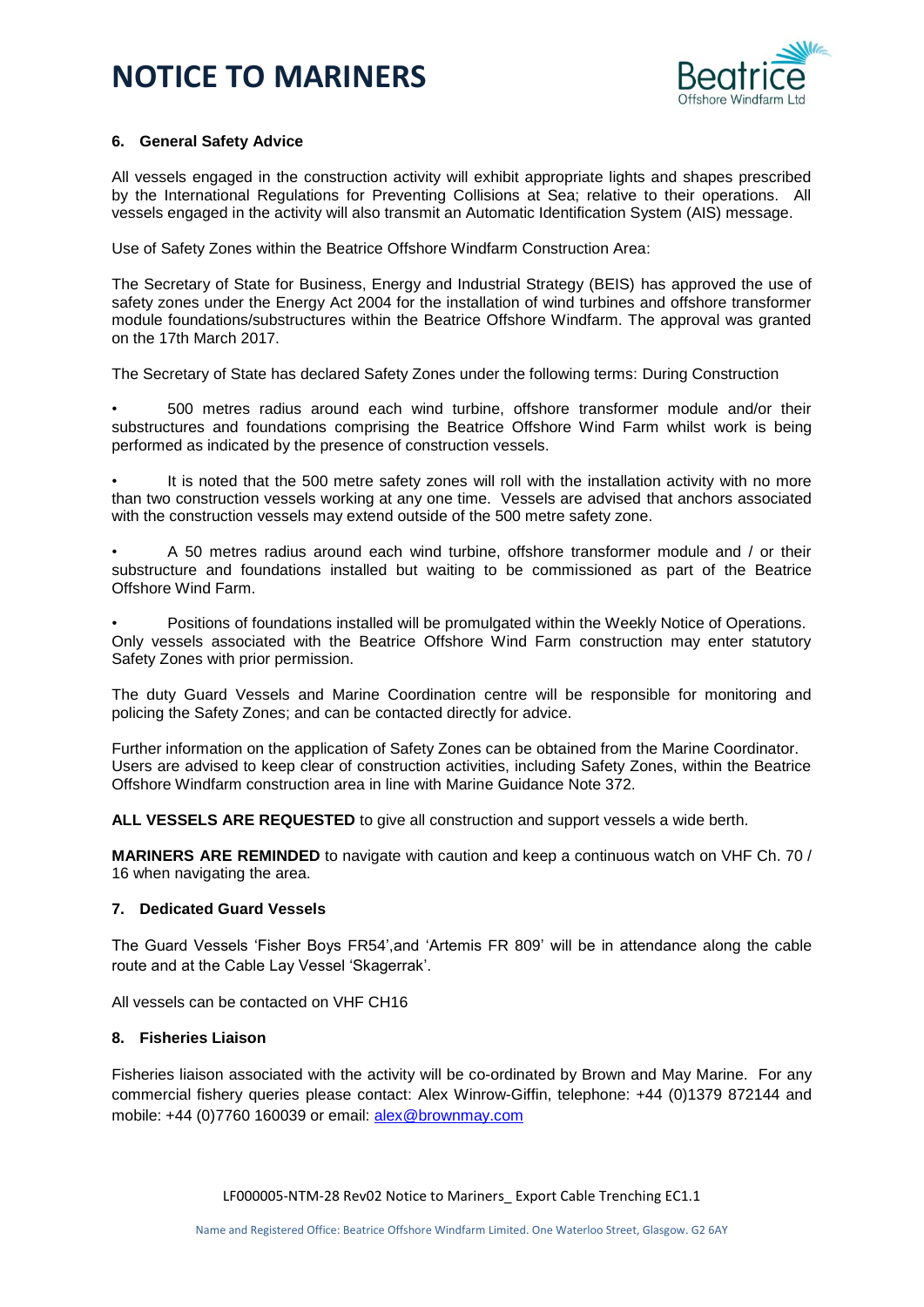### 6. General Safety Advice

All vessels engaged in the construction activity will exhibit appropriate lights and shapes prescribed by the International Regulations for Preventing Collisions at Sea; relative to their operations. All vessels engaged in the activity will also transmit an Automatic Identification System (AIS) message.

Use of Safety Zones within the Beatrice Offshore Windfarm Construction Area:

The Secretary of State for Business, Energy and Industrial Strategy (BEIS) has approved the use of safety zones under the Energy Act 2004 for the installation of wind turbines and offshore transformer module foundations/substructures within the Beatrice Offshore Windfarm. The approval was granted on the 17th March 2017.

The Secretary of State has declared Safety Zones under the following terms: During Construction

- 500 metres radius around each wind turbine, offshore transformer module and/or their substructures and foundations comprising the Beatrice Offshore Wind Farm whilst work is being performed as indicated by the presence of construction vessels.
- It is noted that the 500 metre safety zones will roll with the installation activity with no more than two construction vessels working at any one time. Vessels are advised that anchors associated with the construction vessels may extend outside of the 500 metre safety zone.
- A 50 metres radius around each wind turbine, offshore transformer module and / or their substructure and foundations installed but waiting to be commissioned as part of the Beatrice Offshore Wind Farm.
- Positions of foundations installed will be promulgated within the Weekly Notice of Operations. Only vessels associated with the Beatrice Offshore Wind Farm construction may enter statutory Safety Zones with prior permission.

The duty Guard Vessels and Marine Coordination centre will be responsible for monitoring and policing the Safety Zones; and can be contacted directly for advice.

Further information on the application of Safety Zones can be obtained from the Marine Coordinator. Users are advised to keep clear of construction activities, including Safety Zones, within the Beatrice Offshore Windfarm construction area in line with Marine Guidance Note 372.

**ALL VESSELS ARE REQUESTED** to give all construction and support vessels a wide berth.

**MARINERS ARE REMINDED** to navigate with caution and keep a continuous watch on VHF Ch. 70 / 16 when navigating the area.

### 7. Dedicated Guard Vessels

The Guard Vessels 'Fisher Boys FR54',and 'Artemis FR 809' will be in attendance along the cable route and at the Cable Lay Vessel 'Skagerrak'.

All vessels can be contacted on VHF CH16

### 8. Fisheries Liaison

Fisheries liaison associated with the activity will be co-ordinated by Brown and May Marine. For any commercial fishery queries please contact: Alex Winrow-Giffin, telephone: +44 (0)1379 872144 and mobile: +44 (0)7760 160039 or email: [alex@brownmay.com](mailto:alex@brownmay.com)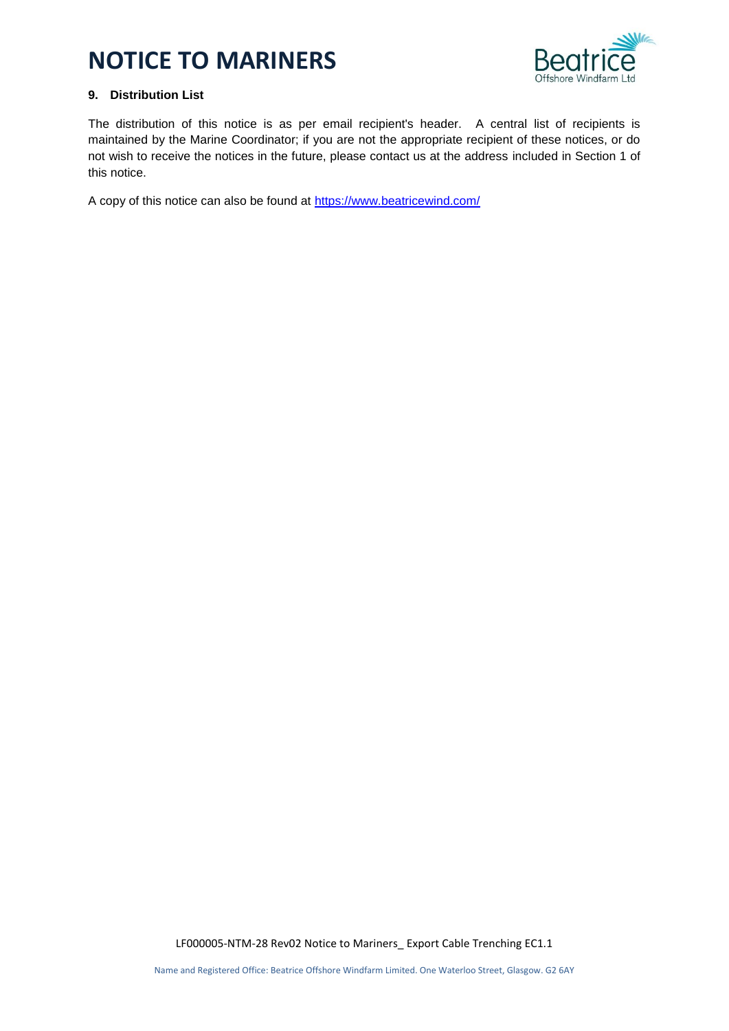### 9. Distribution List

The distribution of this notice is as per email recipient's header. A central list of recipients is maintained by the Marine Coordinator; if you are not the appropriate recipient of these notices, or do not wish to receive the notices in the future, please contact us at the address included in Section 1 of this notice.

A copy of this notice can also be found at https://www.beatricewind.com/